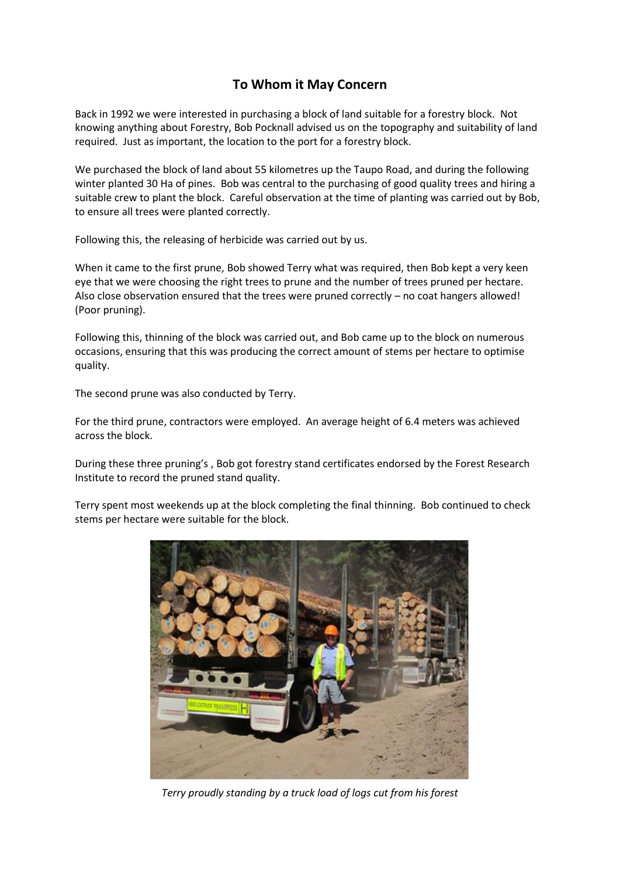# To Whom it May Concern

Back in 1992 we were interested in purchasing a block of land suitable for a forestry block. Not knowing anything about Forestry, Bob Pocknall advised us on the topography and suitability of land required. Just as important, the location to the port for a forestry block.

We purchased the block of land about 55 kilometres up the Taupo Road, and during the following winter planted 30 Ha of pines. Bob was central to the purchasing of good quality trees and hiring a suitable crew to plant the block. Careful observation at the time of planting was carried out by Bob, to ensure all trees were planted correctly.

Following this, the releasing of herbicide was carried out by us.

When it came to the first prune, Bob showed Terry what was required, then Bob kept a very keen eye that we were choosing the right trees to prune and the number of trees pruned per hectare. Also close observation ensured that the trees were pruned correctly – no coat hangers allowed! (Poor pruning).

Following this, thinning of the block was carried out, and Bob came up to the block on numerous occasions, ensuring that this was producing the correct amount of stems per hectare to optimise quality.

The second prune was also conducted by Terry.

For the third prune, contractors were employed. An average height of 6.4 meters was achieved across the block.

During these three pruning's , Bob got forestry stand certificates endorsed by the Forest Research Institute to record the pruned stand quality.

Terry spent most weekends up at the block completing the final thinning. Bob continued to check stems per hectare were suitable for the block.

*Terry proudly standing by a truck load of logs cut from his forest*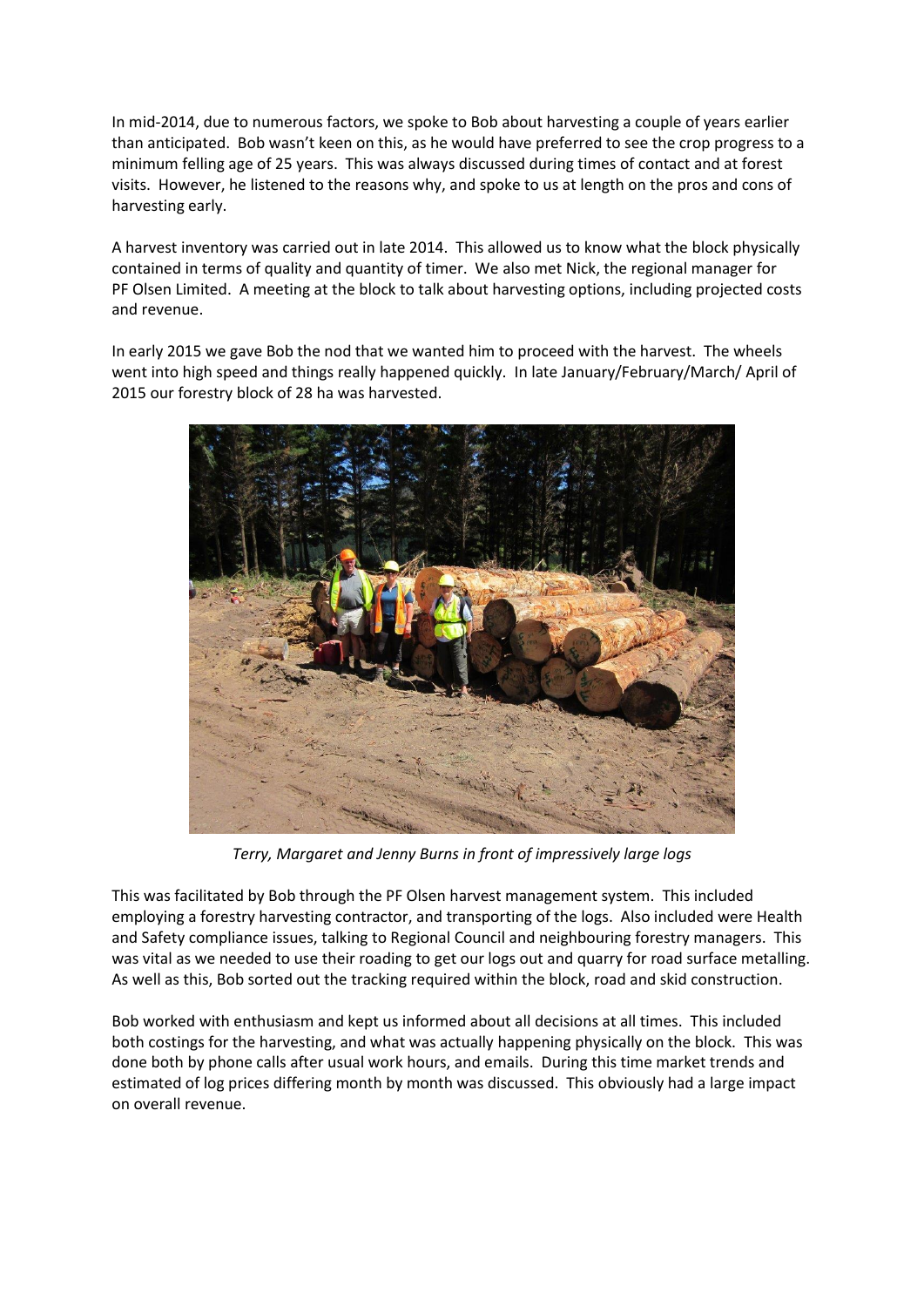In mid-2014, due to numerous factors, we spoke to Bob about harvesting a couple of years earlier than anticipated. Bob wasn't keen on this, as he would have preferred to see the crop progress to a minimum felling age of 25 years. This was always discussed during times of contact and at forest visits. However, he listened to the reasons why, and spoke to us at length on the pros and cons of harvesting early.

A harvest inventory was carried out in late 2014. This allowed us to know what the block physically contained in terms of quality and quantity of timer. We also met Nick, the regional manager for PF Olsen Limited. A meeting at the block to talk about harvesting options, including projected costs and revenue.

In early 2015 we gave Bob the nod that we wanted him to proceed with the harvest. The wheels went into high speed and things really happened quickly. In late January/February/March/ April of 2015 our forestry block of 28 ha was harvested.

*Terry, Margaret and Jenny Burns in front of impressively large logs*

This was facilitated by Bob through the PF Olsen harvest management system. This included employing a forestry harvesting contractor, and transporting of the logs. Also included were Health and Safety compliance issues, talking to Regional Council and neighbouring forestry managers. This was vital as we needed to use their roading to get our logs out and quarry for road surface metalling. As well as this, Bob sorted out the tracking required within the block, road and skid construction.

Bob worked with enthusiasm and kept us informed about all decisions at all times. This included both costings for the harvesting, and what was actually happening physically on the block. This was done both by phone calls after usual work hours, and emails. During this time market trends and estimated of log prices differing month by month was discussed. This obviously had a large impact on overall revenue.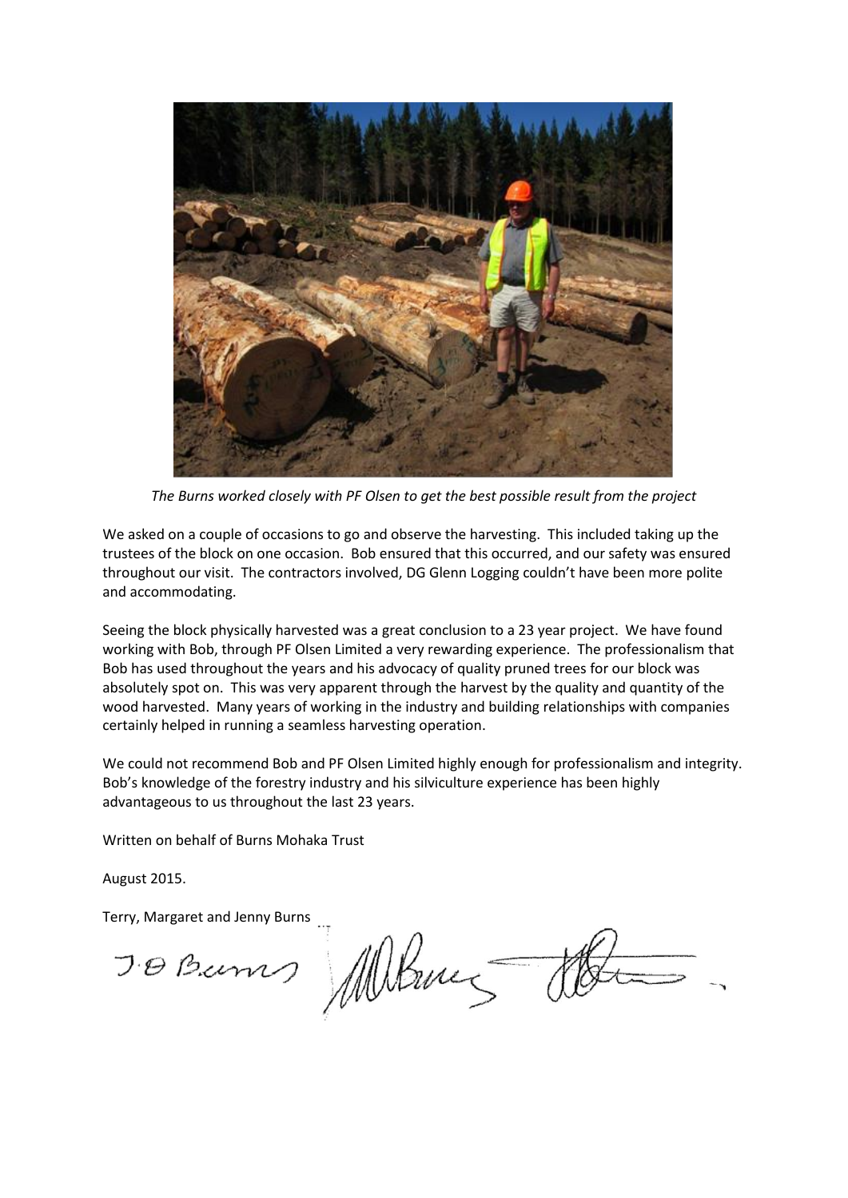*The Burns worked closely with PF Olsen to get the best possible result from the project*

We asked on a couple of occasions to go and observe the harvesting. This included taking up the trustees of the block on one occasion. Bob ensured that this occurred, and our safety was ensured throughout our visit. The contractors involved, DG Glenn Logging couldn't have been more polite and accommodating.

Seeing the block physically harvested was a great conclusion to a 23 year project. We have found working with Bob, through PF Olsen Limited a very rewarding experience. The professionalism that Bob has used throughout the years and his advocacy of quality pruned trees for our block was absolutely spot on. This was very apparent through the harvest by the quality and quantity of the wood harvested. Many years of working in the industry and building relationships with companies certainly helped in running a seamless harvesting operation.

We could not recommend Bob and PF Olsen Limited highly enough for professionalism and integrity. Bob's knowledge of the forestry industry and his silviculture experience has been highly advantageous to us throughout the last 23 years.

Written on behalf of Burns Mohaka Trust

August 2015.

Terry, Margaret and Jenny Burns

T.O Burns